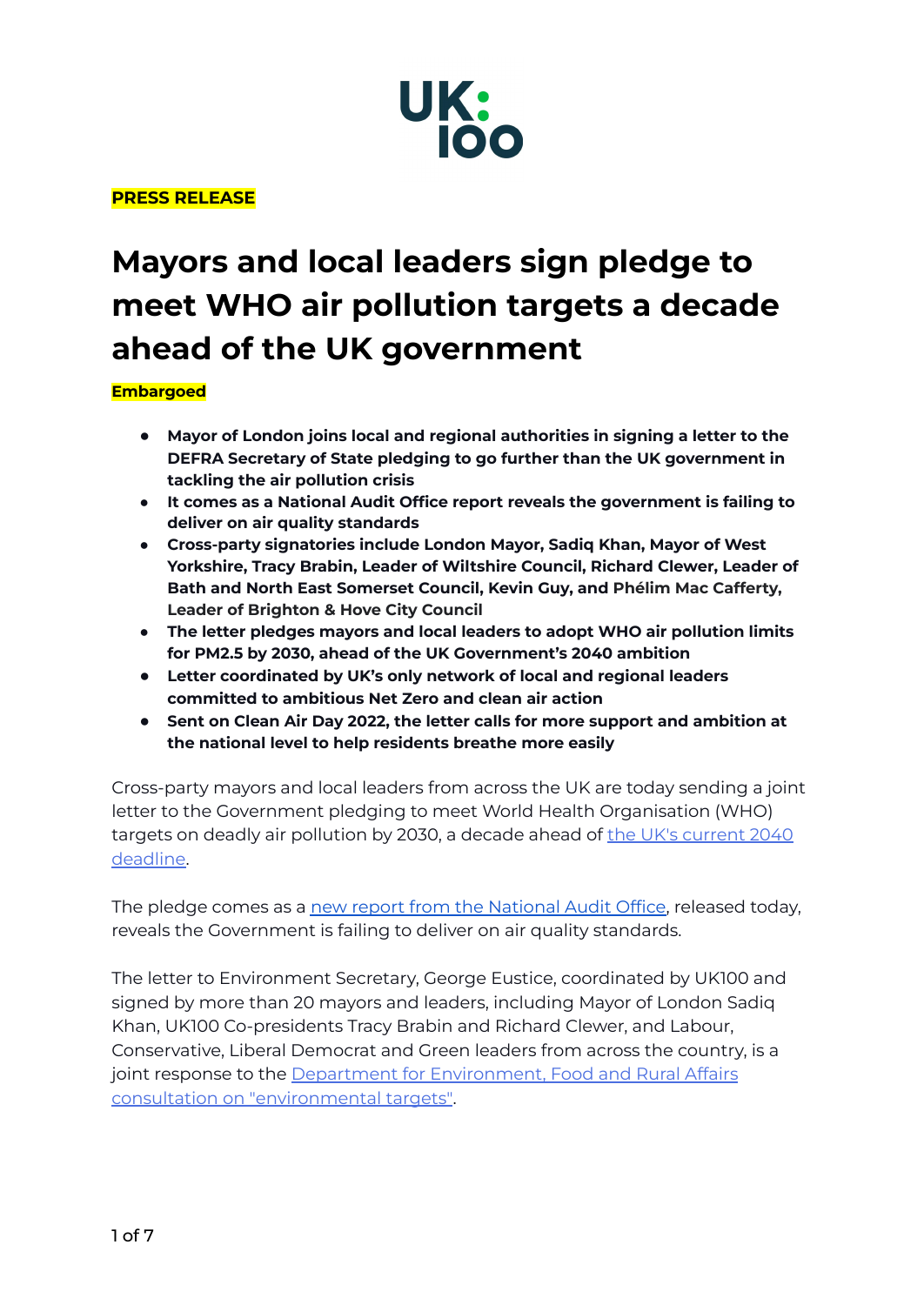UK:100

**PRESS RELEASE**

# Mayors and local leaders sign pledge to meet WHO air pollution targets a decade ahead of the UK government

**Embargoed**

- **Mayor of London joins local and regional authorities in signing a letter to the DEFRA Secretary of State pledging to go further than the UK government in tackling the air pollution crisis**
- **It comes as a National Audit Office report reveals the government is failing to deliver on air quality standards**
- **Cross-party signatories include London Mayor, Sadiq Khan, Mayor of West Yorkshire, Tracy Brabin, Leader of Wiltshire Council, Richard Clewer, Leader of Bath and North East Somerset Council, Kevin Guy, and Phélim Mac Cafferty, Leader of Brighton & Hove City Council**
- **The letter pledges mayors and local leaders to adopt WHO air pollution limits for PM2.5 by 2030, ahead of the UK Government's 2040 ambition**
- **Letter coordinated by UK's only network of local and regional leaders committed to ambitious Net Zero and clean air action**
- **Sent on Clean Air Day 2022, the letter calls for more support and ambition at the national level to help residents breathe more easily**

Cross-party mayors and local leaders from across the UK are today sending a joint letter to the Government pledging to meet World Health Organisation (WHO) targets on deadly air pollution by 2030, a decade ahead of [the UK's current 2040 deadline](#).

The pledge comes as a [new report from the National Audit Office](#), released today, reveals the Government is failing to deliver on air quality standards.

The letter to Environment Secretary, George Eustice, coordinated by UK100 and signed by more than 20 mayors and leaders, including Mayor of London Sadiq Khan, UK100 Co-presidents Tracy Brabin and Richard Clewer, and Labour, Conservative, Liberal Democrat and Green leaders from across the country, is a joint response to the [Department for Environment, Food and Rural Affairs consultation on "environmental targets"](#).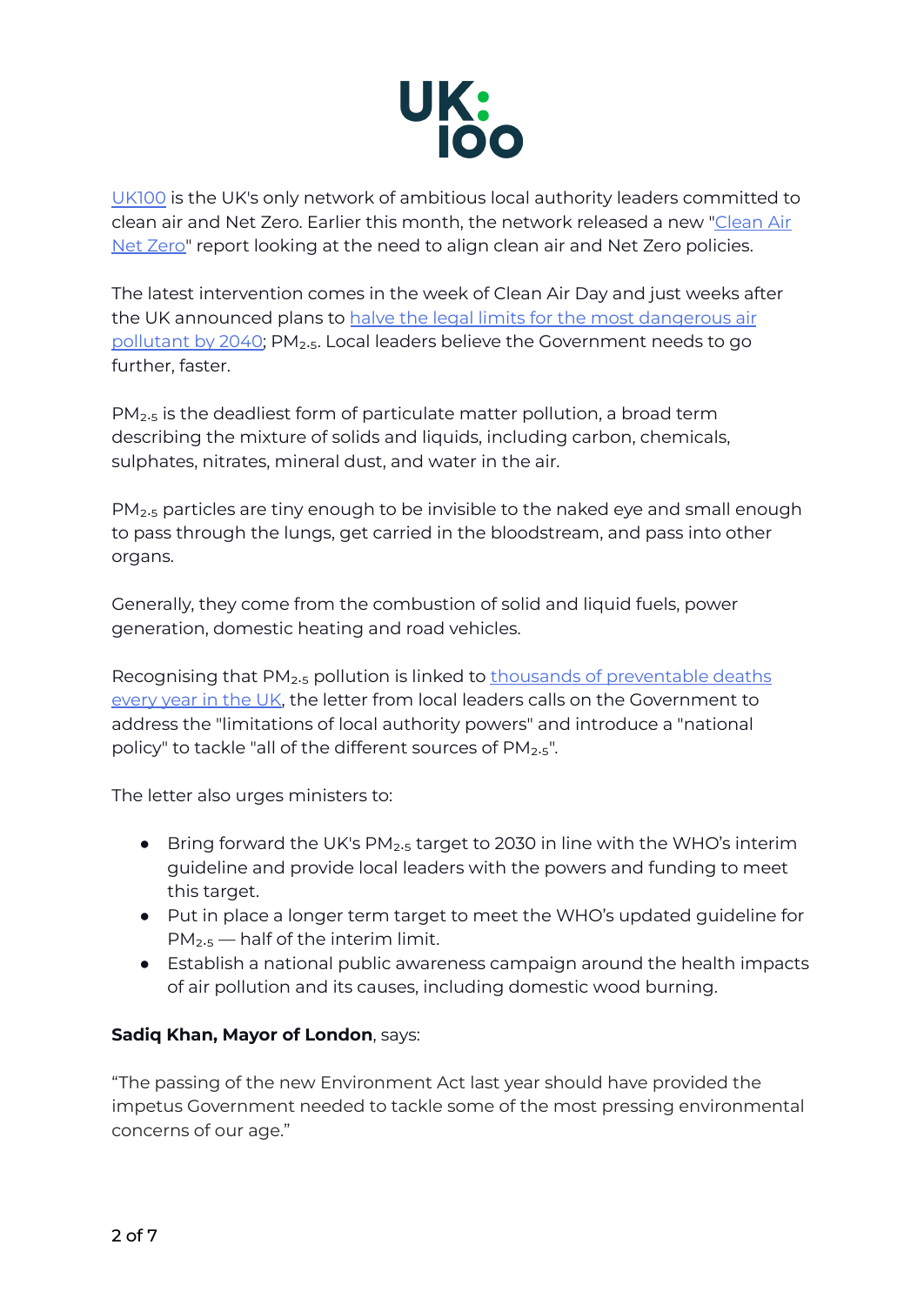UK100 is the UK's only network of ambitious local authority leaders committed to clean air and Net Zero. Earlier this month, the network released a new "Clean Air Net Zero" report looking at the need to align clean air and Net Zero policies.

The latest intervention comes in the week of Clean Air Day and just weeks after the UK announced plans to halve the legal limits for the most dangerous air pollutant by 2040; $PM_{2.5}$. Local leaders believe the Government needs to go further, faster.

$PM_{2.5}$ is the deadliest form of particulate matter pollution, a broad term describing the mixture of solids and liquids, including carbon, chemicals, sulphates, nitrates, mineral dust, and water in the air.

$PM_{2.5}$ particles are tiny enough to be invisible to the naked eye and small enough to pass through the lungs, get carried in the bloodstream, and pass into other organs.

Generally, they come from the combustion of solid and liquid fuels, power generation, domestic heating and road vehicles.

Recognising that $PM_{2.5}$ pollution is linked to thousands of preventable deaths every year in the UK, the letter from local leaders calls on the Government to address the "limitations of local authority powers" and introduce a "national policy" to tackle "all of the different sources of $PM_{2.5}$".

The letter also urges ministers to:

- Bring forward the UK's $PM_{2.5}$ target to 2030 in line with the WHO's interim guideline and provide local leaders with the powers and funding to meet this target.
- Put in place a longer term target to meet the WHO's updated guideline for $PM_{2.5}$ — half of the interim limit.
- Establish a national public awareness campaign around the health impacts of air pollution and its causes, including domestic wood burning.

**Sadiq Khan, Mayor of London**, says:

“The passing of the new Environment Act last year should have provided the impetus Government needed to tackle some of the most pressing environmental concerns of our age.”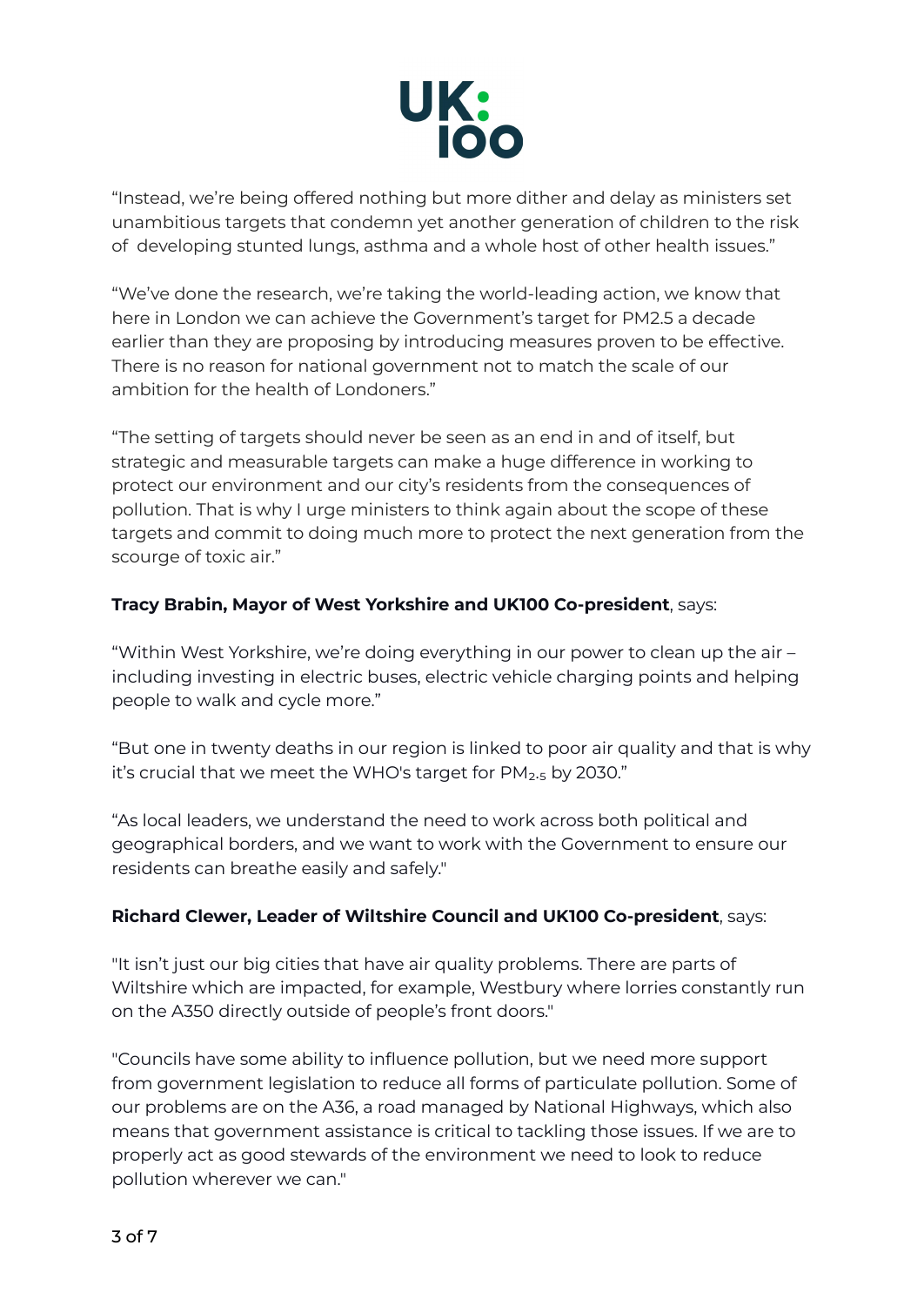"Instead, we're being offered nothing but more dither and delay as ministers set unambitious targets that condemn yet another generation of children to the risk of developing stunted lungs, asthma and a whole host of other health issues."

"We've done the research, we're taking the world-leading action, we know that here in London we can achieve the Government's target for PM2.5 a decade earlier than they are proposing by introducing measures proven to be effective. There is no reason for national government not to match the scale of our ambition for the health of Londoners."

"The setting of targets should never be seen as an end in and of itself, but strategic and measurable targets can make a huge difference in working to protect our environment and our city's residents from the consequences of pollution. That is why I urge ministers to think again about the scope of these targets and commit to doing much more to protect the next generation from the scourge of toxic air."

**Tracy Brabin, Mayor of West Yorkshire and UK100 Co-president**, says:

"Within West Yorkshire, we're doing everything in our power to clean up the air – including investing in electric buses, electric vehicle charging points and helping people to walk and cycle more."

"But one in twenty deaths in our region is linked to poor air quality and that is why it's crucial that we meet the WHO's target for $PM_{2.5}$ by 2030."

"As local leaders, we understand the need to work across both political and geographical borders, and we want to work with the Government to ensure our residents can breathe easily and safely."

**Richard Clewer, Leader of Wiltshire Council and UK100 Co-president**, says:

"It isn't just our big cities that have air quality problems. There are parts of Wiltshire which are impacted, for example, Westbury where lorries constantly run on the A350 directly outside of people's front doors."

"Councils have some ability to influence pollution, but we need more support from government legislation to reduce all forms of particulate pollution. Some of our problems are on the A36, a road managed by National Highways, which also means that government assistance is critical to tackling those issues. If we are to properly act as good stewards of the environment we need to look to reduce pollution wherever we can."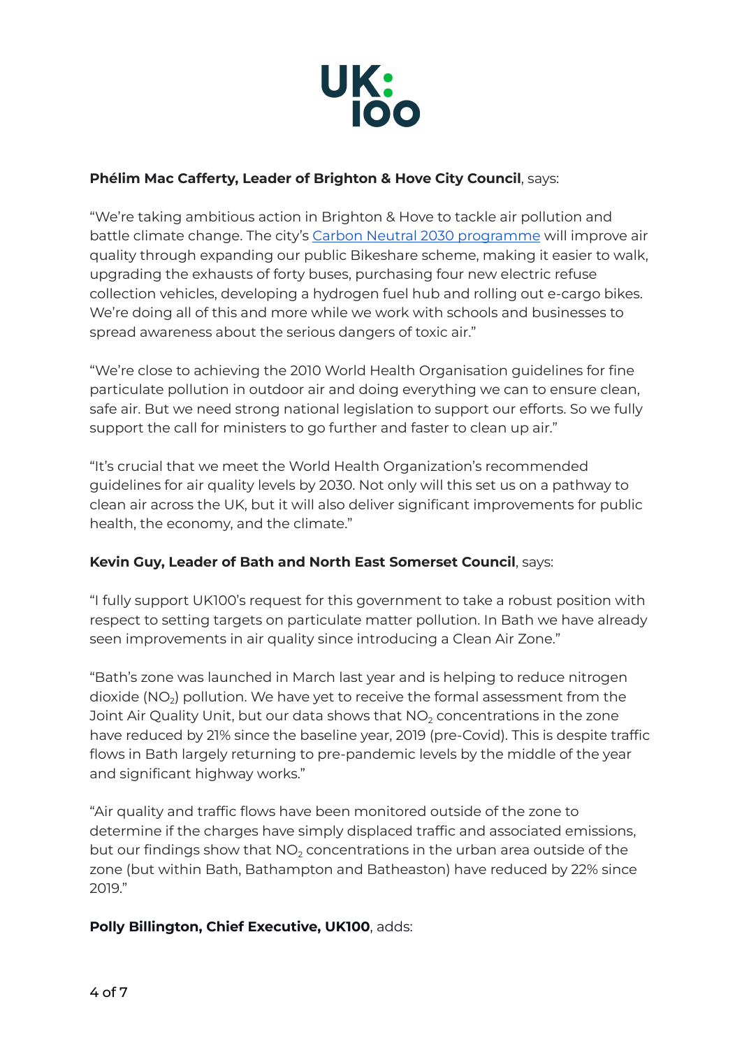**Phélim Mac Cafferty, Leader of Brighton & Hove City Council**, says:

"We're taking ambitious action in Brighton & Hove to tackle air pollution and battle climate change. The city's [Carbon Neutral 2030 programme] will improve air quality through expanding our public Bikeshare scheme, making it easier to walk, upgrading the exhausts of forty buses, purchasing four new electric refuse collection vehicles, developing a hydrogen fuel hub and rolling out e-cargo bikes. We're doing all of this and more while we work with schools and businesses to spread awareness about the serious dangers of toxic air."

"We're close to achieving the 2010 World Health Organisation guidelines for fine particulate pollution in outdoor air and doing everything we can to ensure clean, safe air. But we need strong national legislation to support our efforts. So we fully support the call for ministers to go further and faster to clean up air."

"It's crucial that we meet the World Health Organization's recommended guidelines for air quality levels by 2030. Not only will this set us on a pathway to clean air across the UK, but it will also deliver significant improvements for public health, the economy, and the climate."

**Kevin Guy, Leader of Bath and North East Somerset Council**, says:

"I fully support UK100's request for this government to take a robust position with respect to setting targets on particulate matter pollution. In Bath we have already seen improvements in air quality since introducing a Clean Air Zone."

"Bath's zone was launched in March last year and is helping to reduce nitrogen dioxide ($NO_2$) pollution. We have yet to receive the formal assessment from the Joint Air Quality Unit, but our data shows that $NO_2$ concentrations in the zone have reduced by 21% since the baseline year, 2019 (pre-Covid). This is despite traffic flows in Bath largely returning to pre-pandemic levels by the middle of the year and significant highway works."

"Air quality and traffic flows have been monitored outside of the zone to determine if the charges have simply displaced traffic and associated emissions, but our findings show that $NO_2$ concentrations in the urban area outside of the zone (but within Bath, Bathampton and Batheaston) have reduced by 22% since 2019."

**Polly Billington, Chief Executive, UK100**, adds: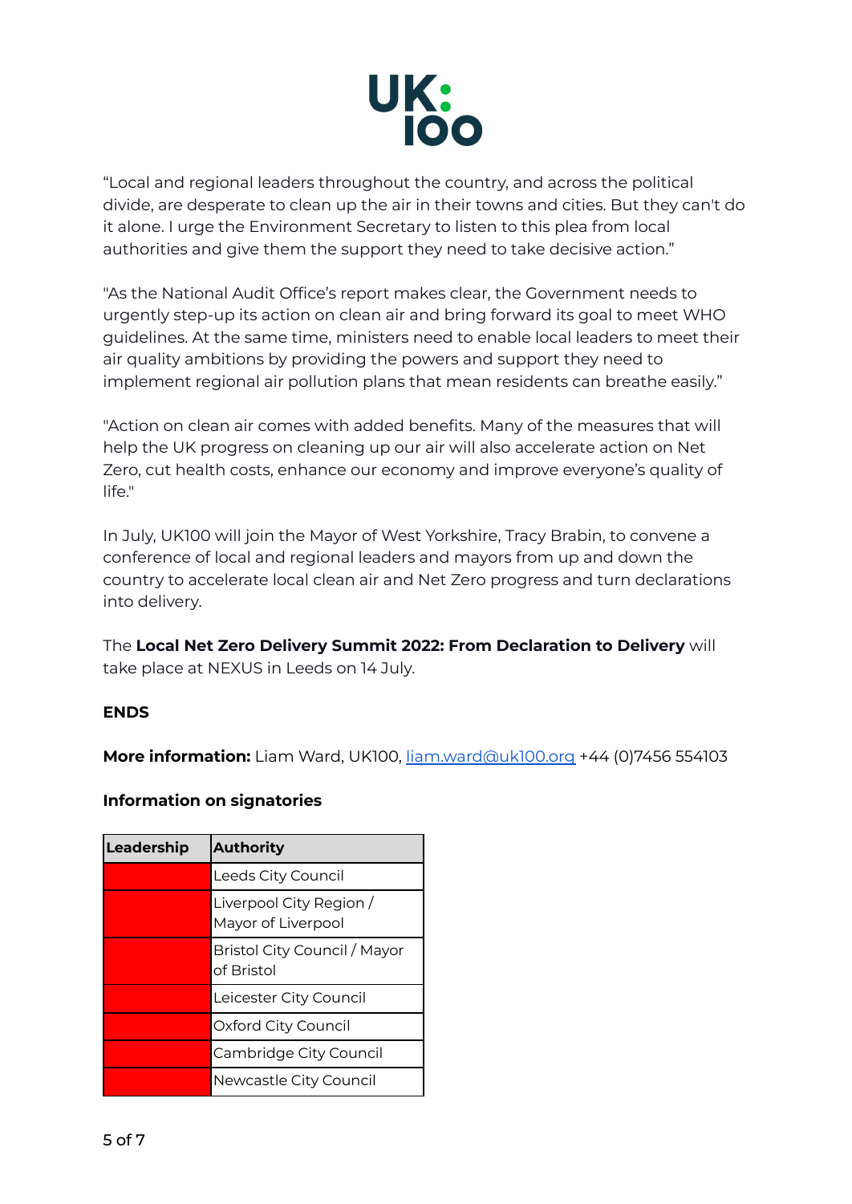"Local and regional leaders throughout the country, and across the political divide, are desperate to clean up the air in their towns and cities. But they can't do it alone. I urge the Environment Secretary to listen to this plea from local authorities and give them the support they need to take decisive action."

"As the National Audit Office's report makes clear, the Government needs to urgently step-up its action on clean air and bring forward its goal to meet WHO guidelines. At the same time, ministers need to enable local leaders to meet their air quality ambitions by providing the powers and support they need to implement regional air pollution plans that mean residents can breathe easily."

"Action on clean air comes with added benefits. Many of the measures that will help the UK progress on cleaning up our air will also accelerate action on Net Zero, cut health costs, enhance our economy and improve everyone's quality of life."

In July, UK100 will join the Mayor of West Yorkshire, Tracy Brabin, to convene a conference of local and regional leaders and mayors from up and down the country to accelerate local clean air and Net Zero progress and turn declarations into delivery.

The **Local Net Zero Delivery Summit 2022: From Declaration to Delivery** will take place at NEXUS in Leeds on 14 July.

**ENDS**

**More information:** Liam Ward, UK100, liam.ward@uk100.org +44 (0)7456 554103

**Information on signatories**

| Leadership | Authority |
|---|---|
| | Leeds City Council |
| | Liverpool City Region / Mayor of Liverpool |
| | Bristol City Council / Mayor of Bristol |
| | Leicester City Council |
| | Oxford City Council |
| | Cambridge City Council |
| | Newcastle City Council |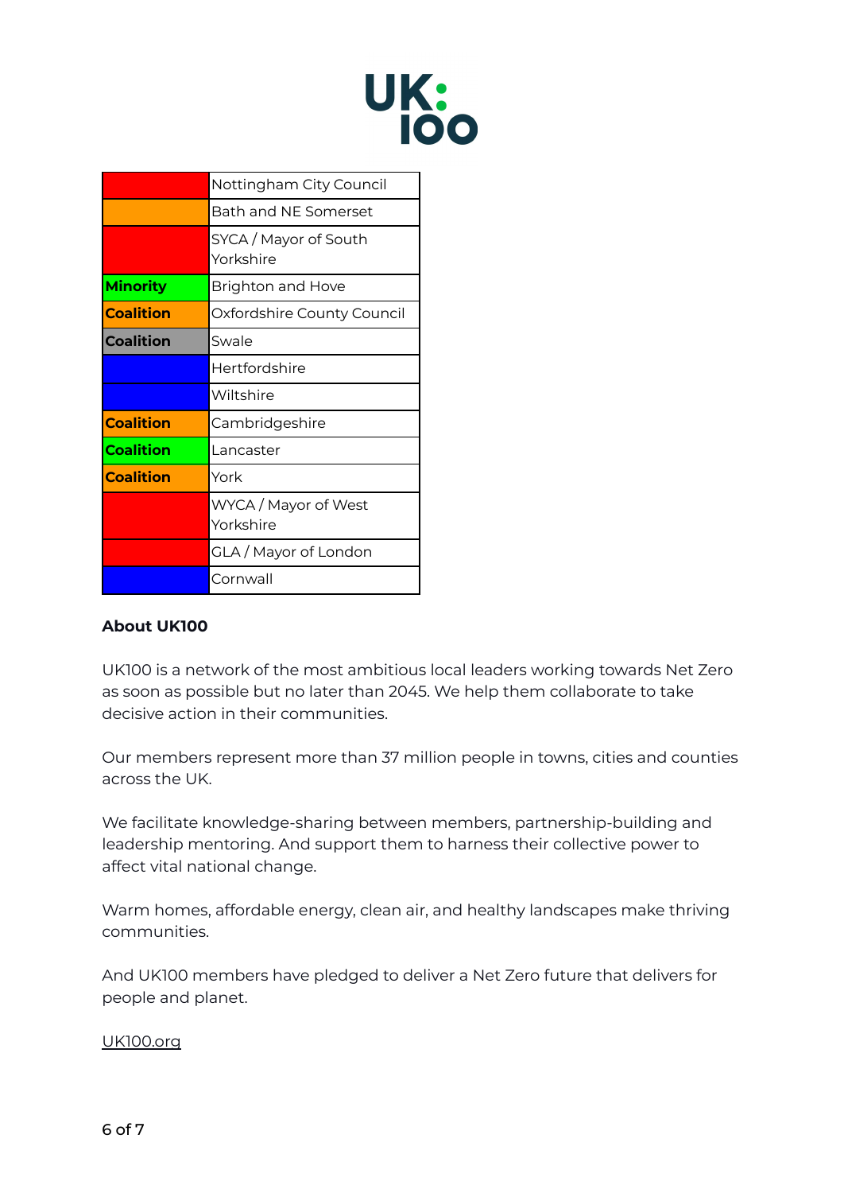| | |
|---|---|
| | Nottingham City Council |
| | Bath and NE Somerset |
| | SYCA / Mayor of South Yorkshire |
| **Minority** | Brighton and Hove |
| **Coalition** | Oxfordshire County Council |
| **Coalition** | Swale |
| | Hertfordshire |
| | Wiltshire |
| **Coalition** | Cambridgeshire |
| **Coalition** | Lancaster |
| **Coalition** | York |
| | WYCA / Mayor of West Yorkshire |
| | GLA / Mayor of London |
| | Cornwall |

**About UK100**

UK100 is a network of the most ambitious local leaders working towards Net Zero as soon as possible but no later than 2045. We help them collaborate to take decisive action in their communities.

Our members represent more than 37 million people in towns, cities and counties across the UK.

We facilitate knowledge-sharing between members, partnership-building and leadership mentoring. And support them to harness their collective power to affect vital national change.

Warm homes, affordable energy, clean air, and healthy landscapes make thriving communities.

And UK100 members have pledged to deliver a Net Zero future that delivers for people and planet.

UK100.org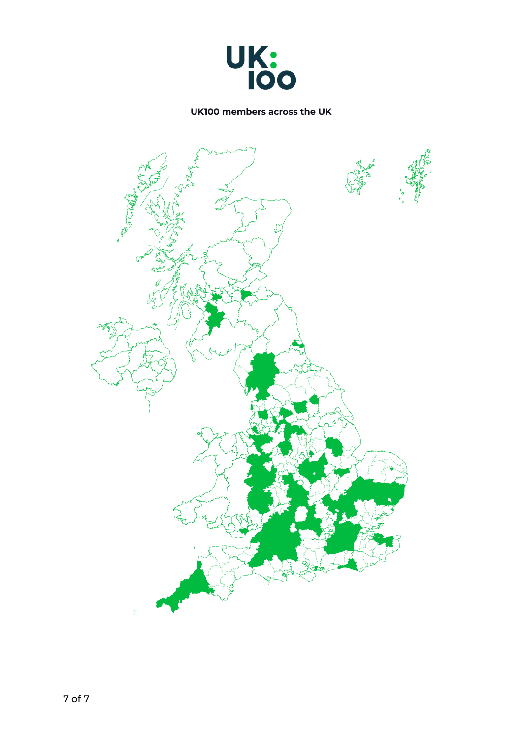**UK100 members across the UK**